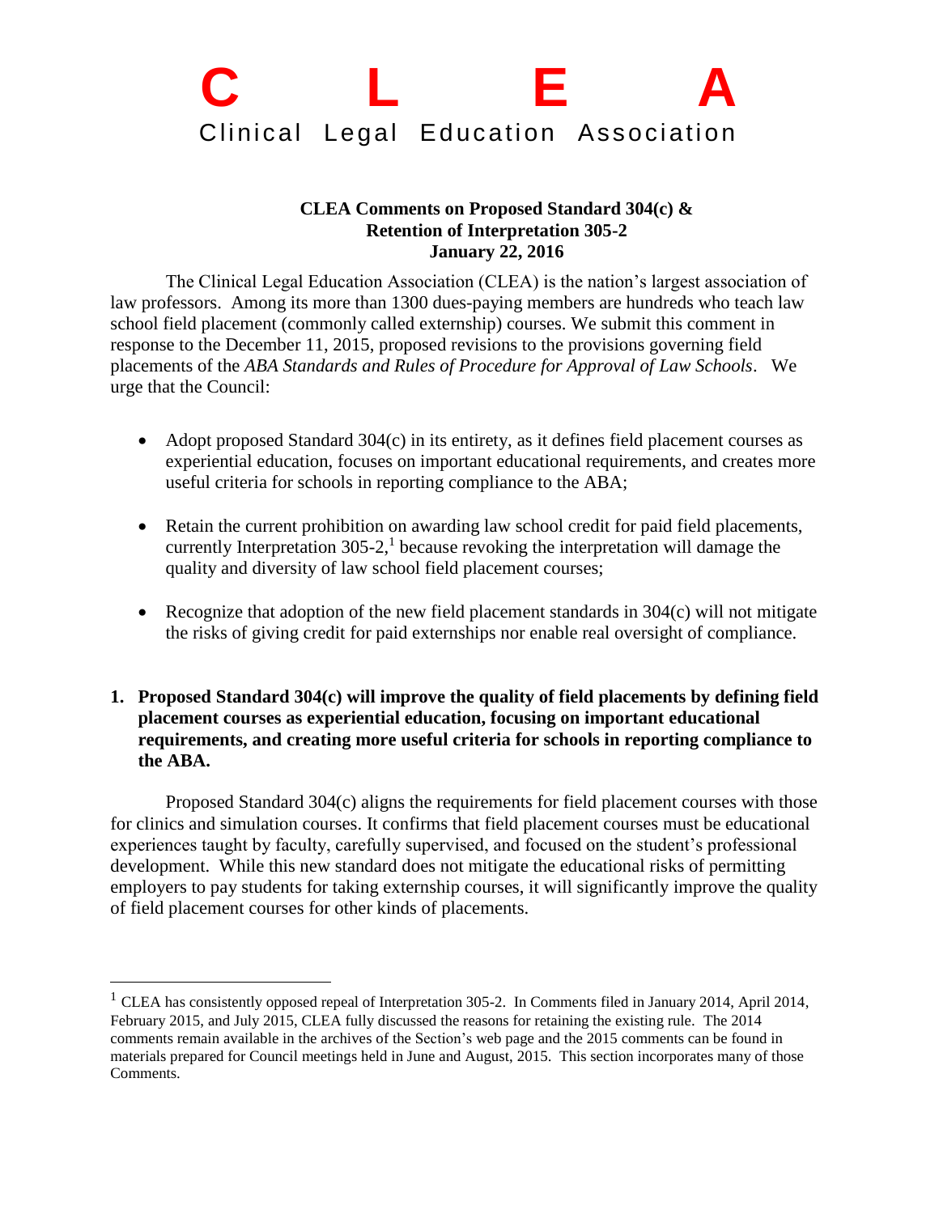# C L E A
Clinical Legal Education Association

**CLEA Comments on Proposed Standard 304(c) &
Retention of Interpretation 305-2
January 22, 2016**

The Clinical Legal Education Association (CLEA) is the nation's largest association of law professors. Among its more than 1300 dues-paying members are hundreds who teach law school field placement (commonly called externship) courses. We submit this comment in response to the December 11, 2015, proposed revisions to the provisions governing field placements of the *ABA Standards and Rules of Procedure for Approval of Law Schools*. We urge that the Council:

- Adopt proposed Standard 304(c) in its entirety, as it defines field placement courses as experiential education, focuses on important educational requirements, and creates more useful criteria for schools in reporting compliance to the ABA;
- Retain the current prohibition on awarding law school credit for paid field placements, currently Interpretation 305-2,[1] because revoking the interpretation will damage the quality and diversity of law school field placement courses;
- Recognize that adoption of the new field placement standards in 304(c) will not mitigate the risks of giving credit for paid externships nor enable real oversight of compliance.

## 1. Proposed Standard 304(c) will improve the quality of field placements by defining field placement courses as experiential education, focusing on important educational requirements, and creating more useful criteria for schools in reporting compliance to the ABA.

Proposed Standard 304(c) aligns the requirements for field placement courses with those for clinics and simulation courses. It confirms that field placement courses must be educational experiences taught by faculty, carefully supervised, and focused on the student's professional development. While this new standard does not mitigate the educational risks of permitting employers to pay students for taking externship courses, it will significantly improve the quality of field placement courses for other kinds of placements.

---

[1] CLEA has consistently opposed repeal of Interpretation 305-2. In Comments filed in January 2014, April 2014, February 2015, and July 2015, CLEA fully discussed the reasons for retaining the existing rule. The 2014 comments remain available in the archives of the Section's web page and the 2015 comments can be found in materials prepared for Council meetings held in June and August, 2015. This section incorporates many of those Comments.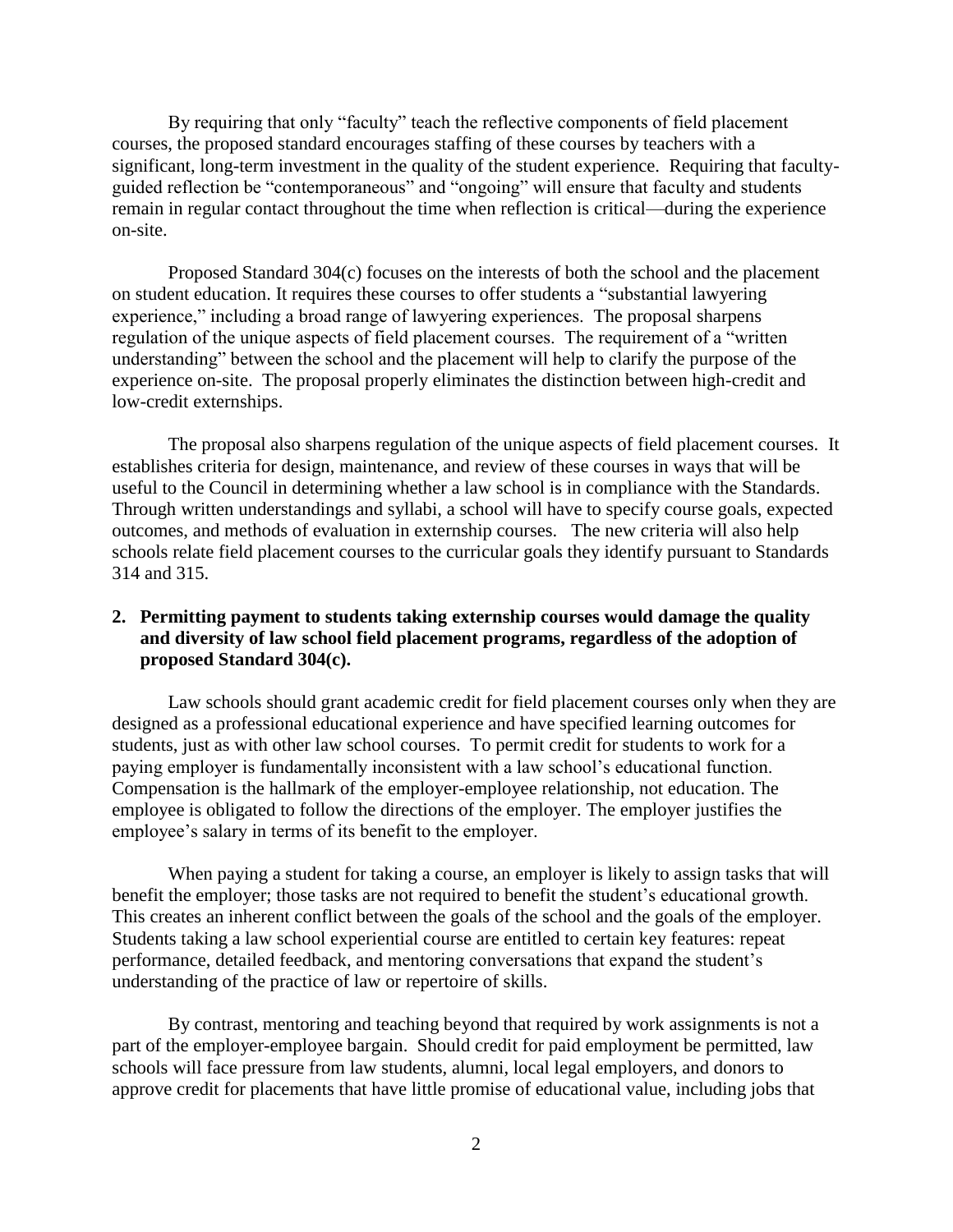By requiring that only "faculty" teach the reflective components of field placement courses, the proposed standard encourages staffing of these courses by teachers with a significant, long-term investment in the quality of the student experience. Requiring that faculty-guided reflection be "contemporaneous" and "ongoing" will ensure that faculty and students remain in regular contact throughout the time when reflection is critical—during the experience on-site.

Proposed Standard 304(c) focuses on the interests of both the school and the placement on student education. It requires these courses to offer students a "substantial lawyering experience," including a broad range of lawyering experiences. The proposal sharpens regulation of the unique aspects of field placement courses. The requirement of a "written understanding" between the school and the placement will help to clarify the purpose of the experience on-site. The proposal properly eliminates the distinction between high-credit and low-credit externships.

The proposal also sharpens regulation of the unique aspects of field placement courses. It establishes criteria for design, maintenance, and review of these courses in ways that will be useful to the Council in determining whether a law school is in compliance with the Standards. Through written understandings and syllabi, a school will have to specify course goals, expected outcomes, and methods of evaluation in externship courses. The new criteria will also help schools relate field placement courses to the curricular goals they identify pursuant to Standards 314 and 315.

**2. Permitting payment to students taking externship courses would damage the quality and diversity of law school field placement programs, regardless of the adoption of proposed Standard 304(c).**

Law schools should grant academic credit for field placement courses only when they are designed as a professional educational experience and have specified learning outcomes for students, just as with other law school courses. To permit credit for students to work for a paying employer is fundamentally inconsistent with a law school's educational function. Compensation is the hallmark of the employer-employee relationship, not education. The employee is obligated to follow the directions of the employer. The employer justifies the employee's salary in terms of its benefit to the employer.

When paying a student for taking a course, an employer is likely to assign tasks that will benefit the employer; those tasks are not required to benefit the student's educational growth. This creates an inherent conflict between the goals of the school and the goals of the employer. Students taking a law school experiential course are entitled to certain key features: repeat performance, detailed feedback, and mentoring conversations that expand the student's understanding of the practice of law or repertoire of skills.

By contrast, mentoring and teaching beyond that required by work assignments is not a part of the employer-employee bargain. Should credit for paid employment be permitted, law schools will face pressure from law students, alumni, local legal employers, and donors to approve credit for placements that have little promise of educational value, including jobs that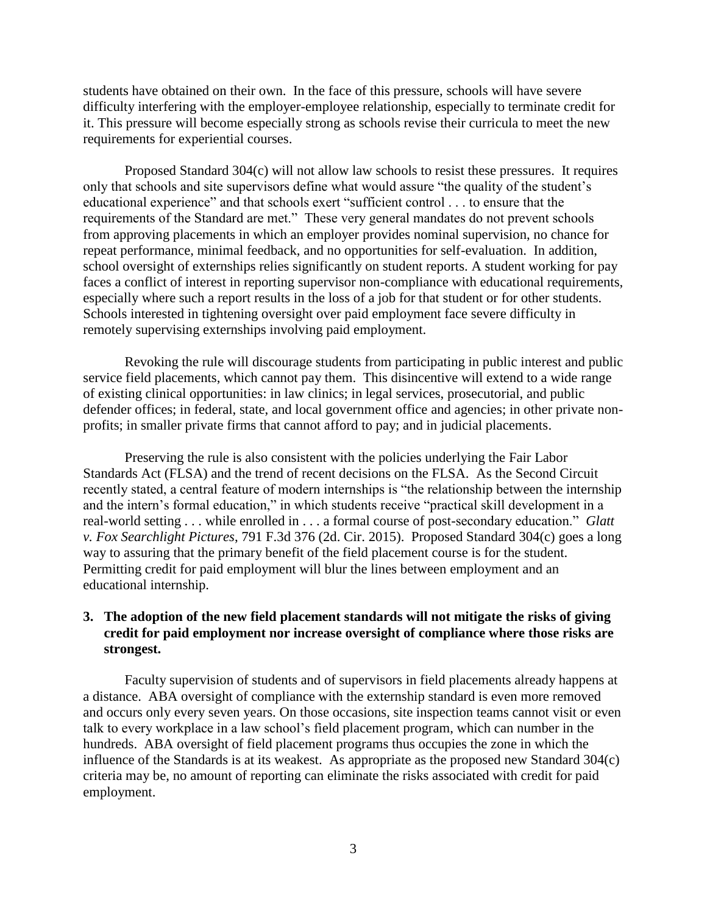students have obtained on their own. In the face of this pressure, schools will have severe difficulty interfering with the employer-employee relationship, especially to terminate credit for it. This pressure will become especially strong as schools revise their curricula to meet the new requirements for experiential courses.

Proposed Standard 304(c) will not allow law schools to resist these pressures. It requires only that schools and site supervisors define what would assure "the quality of the student's educational experience" and that schools exert "sufficient control . . . to ensure that the requirements of the Standard are met." These very general mandates do not prevent schools from approving placements in which an employer provides nominal supervision, no chance for repeat performance, minimal feedback, and no opportunities for self-evaluation. In addition, school oversight of externships relies significantly on student reports. A student working for pay faces a conflict of interest in reporting supervisor non-compliance with educational requirements, especially where such a report results in the loss of a job for that student or for other students. Schools interested in tightening oversight over paid employment face severe difficulty in remotely supervising externships involving paid employment.

Revoking the rule will discourage students from participating in public interest and public service field placements, which cannot pay them. This disincentive will extend to a wide range of existing clinical opportunities: in law clinics; in legal services, prosecutorial, and public defender offices; in federal, state, and local government office and agencies; in other private non-profits; in smaller private firms that cannot afford to pay; and in judicial placements.

Preserving the rule is also consistent with the policies underlying the Fair Labor Standards Act (FLSA) and the trend of recent decisions on the FLSA. As the Second Circuit recently stated, a central feature of modern internships is "the relationship between the internship and the intern's formal education," in which students receive "practical skill development in a real-world setting . . . while enrolled in . . . a formal course of post-secondary education." *Glatt v. Fox Searchlight Pictures*, 791 F.3d 376 (2d. Cir. 2015). Proposed Standard 304(c) goes a long way to assuring that the primary benefit of the field placement course is for the student. Permitting credit for paid employment will blur the lines between employment and an educational internship.

### 3. The adoption of the new field placement standards will not mitigate the risks of giving credit for paid employment nor increase oversight of compliance where those risks are strongest.

Faculty supervision of students and of supervisors in field placements already happens at a distance. ABA oversight of compliance with the externship standard is even more removed and occurs only every seven years. On those occasions, site inspection teams cannot visit or even talk to every workplace in a law school's field placement program, which can number in the hundreds. ABA oversight of field placement programs thus occupies the zone in which the influence of the Standards is at its weakest. As appropriate as the proposed new Standard 304(c) criteria may be, no amount of reporting can eliminate the risks associated with credit for paid employment.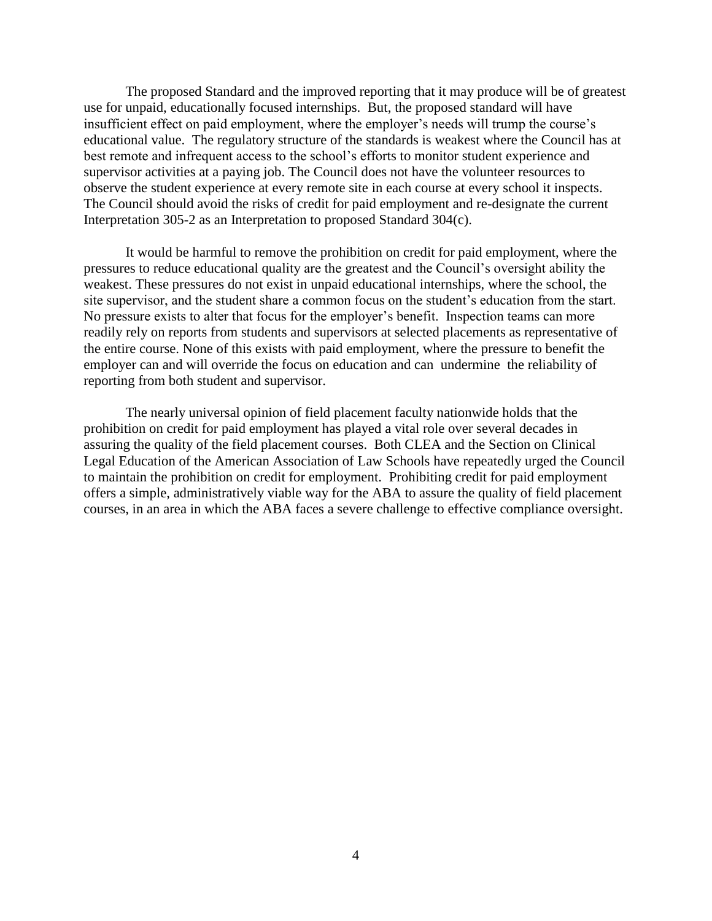The proposed Standard and the improved reporting that it may produce will be of greatest use for unpaid, educationally focused internships. But, the proposed standard will have insufficient effect on paid employment, where the employer's needs will trump the course's educational value. The regulatory structure of the standards is weakest where the Council has at best remote and infrequent access to the school's efforts to monitor student experience and supervisor activities at a paying job. The Council does not have the volunteer resources to observe the student experience at every remote site in each course at every school it inspects. The Council should avoid the risks of credit for paid employment and re-designate the current Interpretation 305-2 as an Interpretation to proposed Standard 304(c).

It would be harmful to remove the prohibition on credit for paid employment, where the pressures to reduce educational quality are the greatest and the Council's oversight ability the weakest. These pressures do not exist in unpaid educational internships, where the school, the site supervisor, and the student share a common focus on the student's education from the start. No pressure exists to alter that focus for the employer's benefit. Inspection teams can more readily rely on reports from students and supervisors at selected placements as representative of the entire course. None of this exists with paid employment, where the pressure to benefit the employer can and will override the focus on education and can undermine the reliability of reporting from both student and supervisor.

The nearly universal opinion of field placement faculty nationwide holds that the prohibition on credit for paid employment has played a vital role over several decades in assuring the quality of the field placement courses. Both CLEA and the Section on Clinical Legal Education of the American Association of Law Schools have repeatedly urged the Council to maintain the prohibition on credit for employment. Prohibiting credit for paid employment offers a simple, administratively viable way for the ABA to assure the quality of field placement courses, in an area in which the ABA faces a severe challenge to effective compliance oversight.